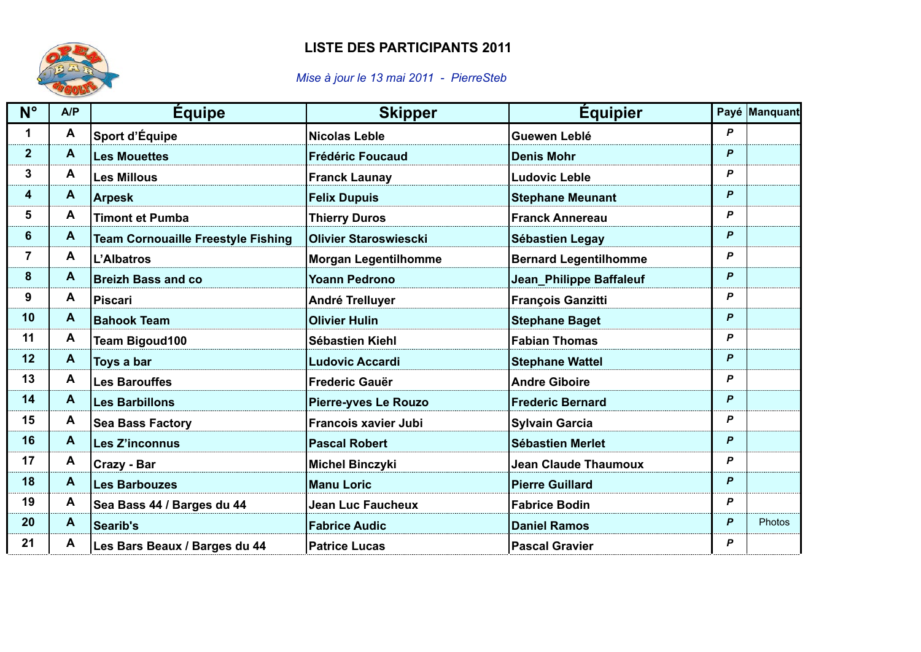# LISTE DES PARTICIPANTS 2011

*Mise à jour le 13 mai 2011 - PierreSteb*

| N° | A/P | Équipe | Skipper | Équipier | Payé | Manquant |
|---|---|---|---|---|---|---|
| 1 | A | Sport d'Équipe | Nicolas Leble | Guewen Leblé | P | |
| 2 | A | Les Mouettes | Frédéric Foucaud | Denis Mohr | P | |
| 3 | A | Les Millous | Franck Launay | Ludovic Leble | P | |
| 4 | A | Arpesk | Felix Dupuis | Stephane Meunant | P | |
| 5 | A | Timont et Pumba | Thierry Duros | Franck Annereau | P | |
| 6 | A | Team Cornouaille Freestyle Fishing | Olivier Staroswiescki | Sébastien Legay | P | |
| 7 | A | L'Albatros | Morgan Legentilhomme | Bernard Legentilhomme | P | |
| 8 | A | Breizh Bass and co | Yoann Pedrono | Jean_Philippe Baffaleuf | P | |
| 9 | A | Piscari | André Trelluyer | François Ganzitti | P | |
| 10 | A | Bahook Team | Olivier Hulin | Stephane Baget | P | |
| 11 | A | Team Bigoud100 | Sébastien Kiehl | Fabian Thomas | P | |
| 12 | A | Toys a bar | Ludovic Accardi | Stephane Wattel | P | |
| 13 | A | Les Barouffes | Frederic Gauër | Andre Giboire | P | |
| 14 | A | Les Barbillons | Pierre-yves Le Rouzo | Frederic Bernard | P | |
| 15 | A | Sea Bass Factory | Francois xavier Jubi | Sylvain Garcia | P | |
| 16 | A | Les Z'inconnus | Pascal Robert | Sébastien Merlet | P | |
| 17 | A | Crazy - Bar | Michel Binczyki | Jean Claude Thaumoux | P | |
| 18 | A | Les Barbouzes | Manu Loric | Pierre Guillard | P | |
| 19 | A | Sea Bass 44 / Barges du 44 | Jean Luc Faucheux | Fabrice Bodin | P | |
| 20 | A | Searib's | Fabrice Audic | Daniel Ramos | P | Photos |
| 21 | A | Les Bars Beaux / Barges du 44 | Patrice Lucas | Pascal Gravier | P | |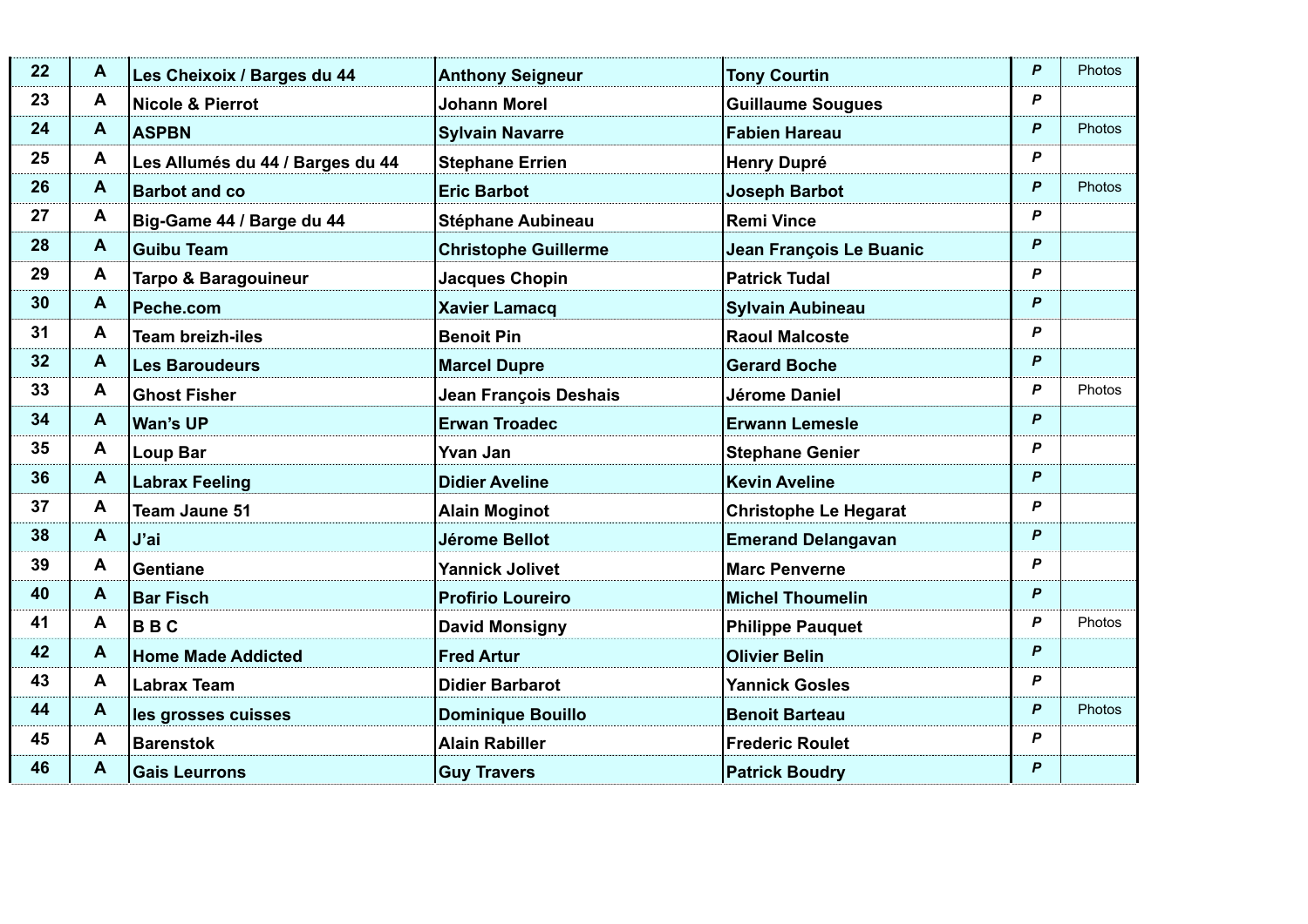| | | | | | | |
|---|---|---|---|---|---|---|
| 22 | A | Les Cheixoix / Barges du 44 | Anthony Seigneur | Tony Courtin | *P* | Photos |
| 23 | A | Nicole & Pierrot | Johann Morel | Guillaume Sougues | *P* | |
| 24 | A | ASPBN | Sylvain Navarre | Fabien Hareau | *P* | Photos |
| 25 | A | Les Allumés du 44 / Barges du 44 | Stephane Errien | Henry Dupré | *P* | |
| 26 | A | Barbot and co | Eric Barbot | Joseph Barbot | *P* | Photos |
| 27 | A | Big-Game 44 / Barge du 44 | Stéphane Aubineau | Remi Vince | *P* | |
| 28 | A | Guibu Team | Christophe Guillerme | Jean François Le Buanic | *P* | |
| 29 | A | Tarpo & Baragouineur | Jacques Chopin | Patrick Tudal | *P* | |
| 30 | A | Peche.com | Xavier Lamacq | Sylvain Aubineau | *P* | |
| 31 | A | Team breizh-iles | Benoit Pin | Raoul Malcoste | *P* | |
| 32 | A | Les Baroudeurs | Marcel Dupre | Gerard Boche | *P* | |
| 33 | A | Ghost Fisher | Jean François Deshais | Jérome Daniel | *P* | Photos |
| 34 | A | Wan's UP | Erwan Troadec | Erwann Lemesle | *P* | |
| 35 | A | Loup Bar | Yvan Jan | Stephane Genier | *P* | |
| 36 | A | Labrax Feeling | Didier Aveline | Kevin Aveline | *P* | |
| 37 | A | Team Jaune 51 | Alain Moginot | Christophe Le Hegarat | *P* | |
| 38 | A | J'ai | Jérome Bellot | Emerand Delangavan | *P* | |
| 39 | A | Gentiane | Yannick Jolivet | Marc Penverne | *P* | |
| 40 | A | Bar Fisch | Profirio Loureiro | Michel Thoumelin | *P* | |
| 41 | A | B B C | David Monsigny | Philippe Pauquet | *P* | Photos |
| 42 | A | Home Made Addicted | Fred Artur | Olivier Belin | *P* | |
| 43 | A | Labrax Team | Didier Barbarot | Yannick Gosles | *P* | |
| 44 | A | les grosses cuisses | Dominique Bouillo | Benoit Barteau | *P* | Photos |
| 45 | A | Barenstok | Alain Rabiller | Frederic Roulet | *P* | |
| 46 | A | Gais Leurrons | Guy Travers | Patrick Boudry | *P* | |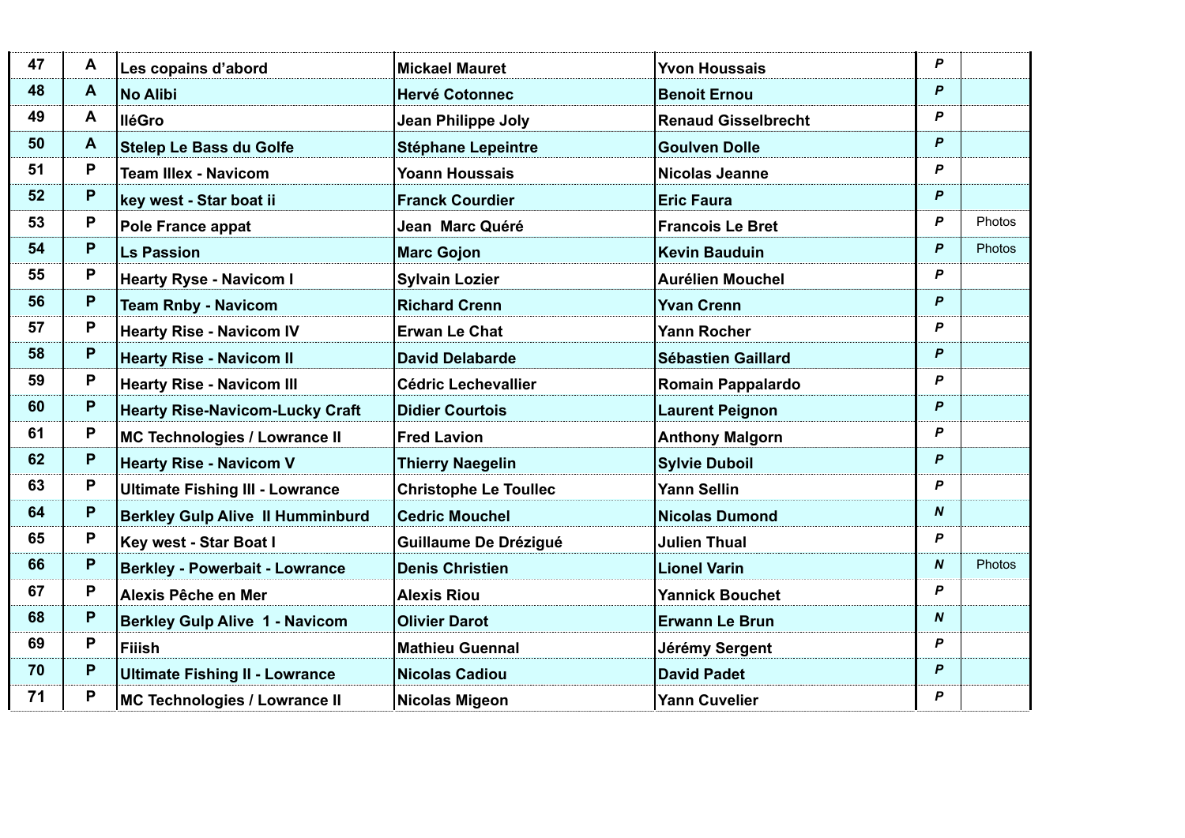| | | | | | | |
|---|---|---|---|---|---|---|
| 47 | A | Les copains d'abord | Mickael Mauret | Yvon Houssais | P | |
| 48 | A | No Alibi | Hervé Cotonnec | Benoit Ernou | P | |
| 49 | A | IléGro | Jean Philippe Joly | Renaud Gisselbrecht | P | |
| 50 | A | Stelep Le Bass du Golfe | Stéphane Lepeintre | Goulven Dolle | P | |
| 51 | P | Team Illex - Navicom | Yoann Houssais | Nicolas Jeanne | P | |
| 52 | P | key west - Star boat ii | Franck Courdier | Eric Faura | P | |
| 53 | P | Pole France appat | Jean  Marc Quéré | Francois Le Bret | P | Photos |
| 54 | P | Ls Passion | Marc Gojon | Kevin Bauduin | P | Photos |
| 55 | P | Hearty Ryse - Navicom I | Sylvain Lozier | Aurélien Mouchel | P | |
| 56 | P | Team Rnby - Navicom | Richard Crenn | Yvan Crenn | P | |
| 57 | P | Hearty Rise - Navicom IV | Erwan Le Chat | Yann Rocher | P | |
| 58 | P | Hearty Rise - Navicom II | David Delabarde | Sébastien Gaillard | P | |
| 59 | P | Hearty Rise - Navicom III | Cédric Lechevallier | Romain Pappalardo | P | |
| 60 | P | Hearty Rise-Navicom-Lucky Craft | Didier Courtois | Laurent Peignon | P | |
| 61 | P | MC Technologies / Lowrance II | Fred Lavion | Anthony Malgorn | P | |
| 62 | P | Hearty Rise - Navicom V | Thierry Naegelin | Sylvie Duboil | P | |
| 63 | P | Ultimate Fishing III - Lowrance | Christophe Le Toullec | Yann Sellin | P | |
| 64 | P | Berkley Gulp Alive  II Humminburd | Cedric Mouchel | Nicolas Dumond | N | |
| 65 | P | Key west - Star Boat I | Guillaume De Drézigué | Julien Thual | P | |
| 66 | P | Berkley - Powerbait - Lowrance | Denis Christien | Lionel Varin | N | Photos |
| 67 | P | Alexis Pêche en Mer | Alexis Riou | Yannick Bouchet | P | |
| 68 | P | Berkley Gulp Alive  1 - Navicom | Olivier Darot | Erwann Le Brun | N | |
| 69 | P | Fiiish | Mathieu Guennal | Jérémy Sergent | P | |
| 70 | P | Ultimate Fishing II - Lowrance | Nicolas Cadiou | David Padet | P | |
| 71 | P | MC Technologies / Lowrance II | Nicolas Migeon | Yann Cuvelier | P | |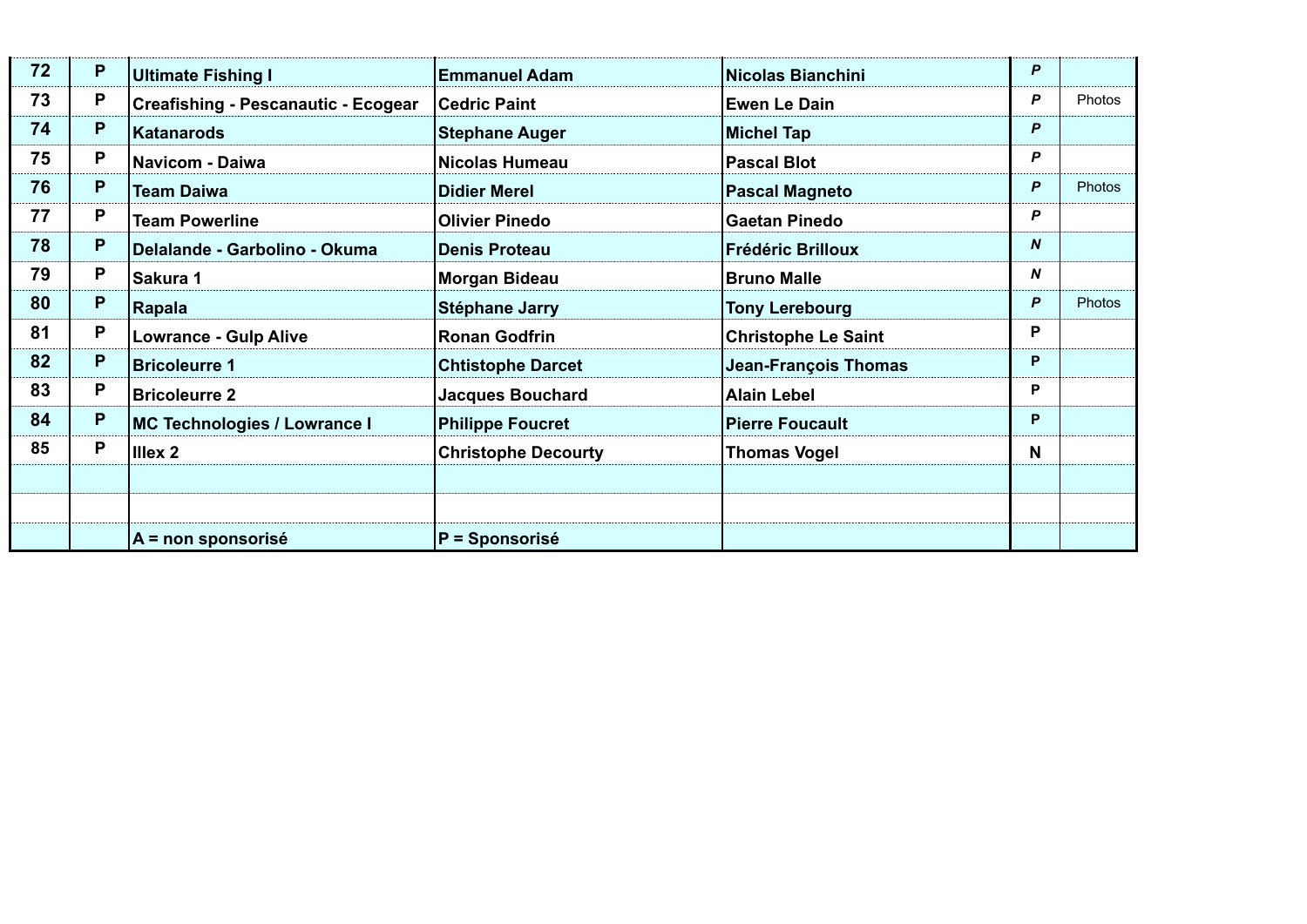| | | | | | | |
|---|---|---|---|---|---|---|
| 72 | P | Ultimate Fishing I | Emmanuel Adam | Nicolas Bianchini | *P* | |
| 73 | P | Creafishing - Pescanautic - Ecogear | Cedric Paint | Ewen Le Dain | *P* | Photos |
| 74 | P | Katanarods | Stephane Auger | Michel Tap | *P* | |
| 75 | P | Navicom - Daiwa | Nicolas Humeau | Pascal Blot | *P* | |
| 76 | P | Team Daiwa | Didier Merel | Pascal Magneto | *P* | Photos |
| 77 | P | Team Powerline | Olivier Pinedo | Gaetan Pinedo | *P* | |
| 78 | P | Delalande - Garbolino - Okuma | Denis Proteau | Frédéric Brilloux | *N* | |
| 79 | P | Sakura 1 | Morgan Bideau | Bruno Malle | *N* | |
| 80 | P | Rapala | Stéphane Jarry | Tony Lerebourg | *P* | Photos |
| 81 | P | Lowrance - Gulp Alive | Ronan Godfrin | Christophe Le Saint | P | |
| 82 | P | Bricoleurre 1 | Chtistophe Darcet | Jean-François Thomas | P | |
| 83 | P | Bricoleurre 2 | Jacques Bouchard | Alain Lebel | P | |
| 84 | P | MC Technologies / Lowrance I | Philippe Foucret | Pierre Foucault | P | |
| 85 | P | Illex 2 | Christophe Decourty | Thomas Vogel | N | |
| | | | | | | |
| | | | | | | |
| | | A = non sponsorisé | P = Sponsorisé | | | |